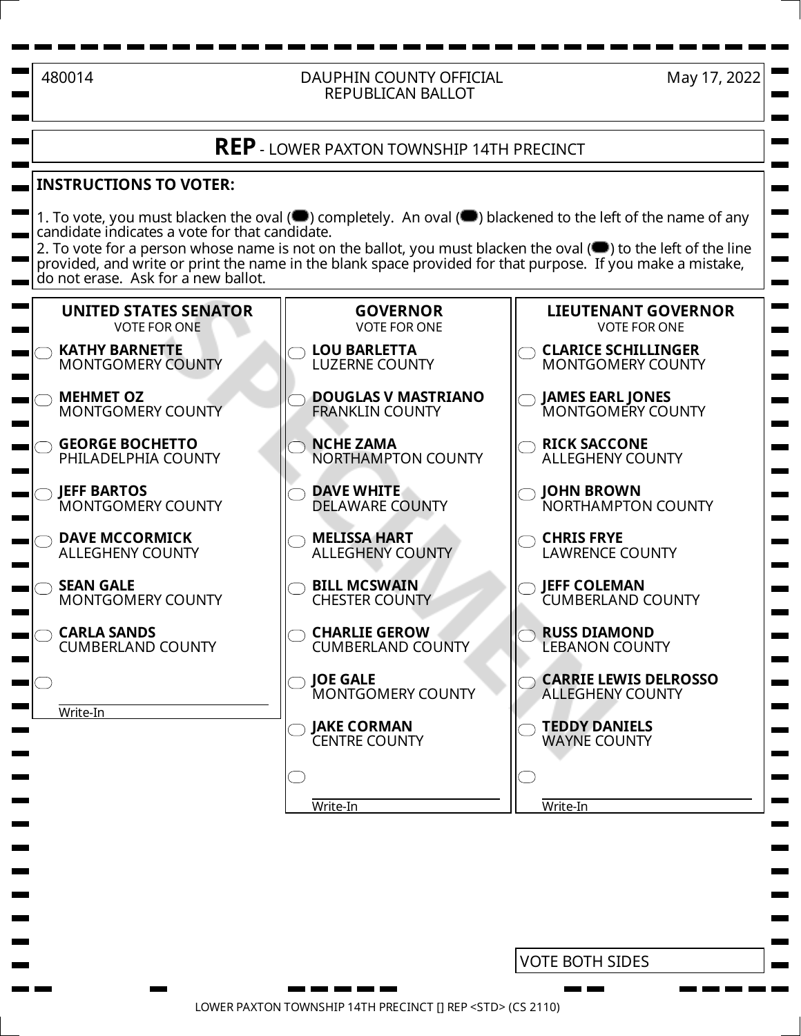480014

DAUPHIN COUNTY OFFICIAL
REPUBLICAN BALLOT

May 17, 2022

# REP - LOWER PAXTON TOWNSHIP 14TH PRECINCT

**INSTRUCTIONS TO VOTER:**

1. To vote, you must blacken the oval (⬬) completely. An oval (⬬) blackened to the left of the name of any candidate indicates a vote for that candidate.
2. To vote for a person whose name is not on the ballot, you must blacken the oval (⬬) to the left of the line provided, and write or print the name in the blank space provided for that purpose. If you make a mistake, do not erase. Ask for a new ballot.

## UNITED STATES SENATOR
VOTE FOR ONE

- **KATHY BARNETTE** MONTGOMERY COUNTY
- **MEHMET OZ** MONTGOMERY COUNTY
- **GEORGE BOCHETTO** PHILADELPHIA COUNTY
- **JEFF BARTOS** MONTGOMERY COUNTY
- **DAVE MCCORMICK** ALLEGHENY COUNTY
- **SEAN GALE** MONTGOMERY COUNTY
- **CARLA SANDS** CUMBERLAND COUNTY
- Write-In

## GOVERNOR
VOTE FOR ONE

- **LOU BARLETTA** LUZERNE COUNTY
- **DOUGLAS V MASTRIANO** FRANKLIN COUNTY
- **NCHE ZAMA** NORTHAMPTON COUNTY
- **DAVE WHITE** DELAWARE COUNTY
- **MELISSA HART** ALLEGHENY COUNTY
- **BILL MCSWAIN** CHESTER COUNTY
- **CHARLIE GEROW** CUMBERLAND COUNTY
- **JOE GALE** MONTGOMERY COUNTY
- **JAKE CORMAN** CENTRE COUNTY
- Write-In

## LIEUTENANT GOVERNOR
VOTE FOR ONE

- **CLARICE SCHILLINGER** MONTGOMERY COUNTY
- **JAMES EARL JONES** MONTGOMERY COUNTY
- **RICK SACCONE** ALLEGHENY COUNTY
- **JOHN BROWN** NORTHAMPTON COUNTY
- **CHRIS FRYE** LAWRENCE COUNTY
- **JEFF COLEMAN** CUMBERLAND COUNTY
- **RUSS DIAMOND** LEBANON COUNTY
- **CARRIE LEWIS DELROSSO** ALLEGHENY COUNTY
- **TEDDY DANIELS** WAYNE COUNTY
- Write-In

VOTE BOTH SIDES

LOWER PAXTON TOWNSHIP 14TH PRECINCT [] REP <STD> (CS 2110)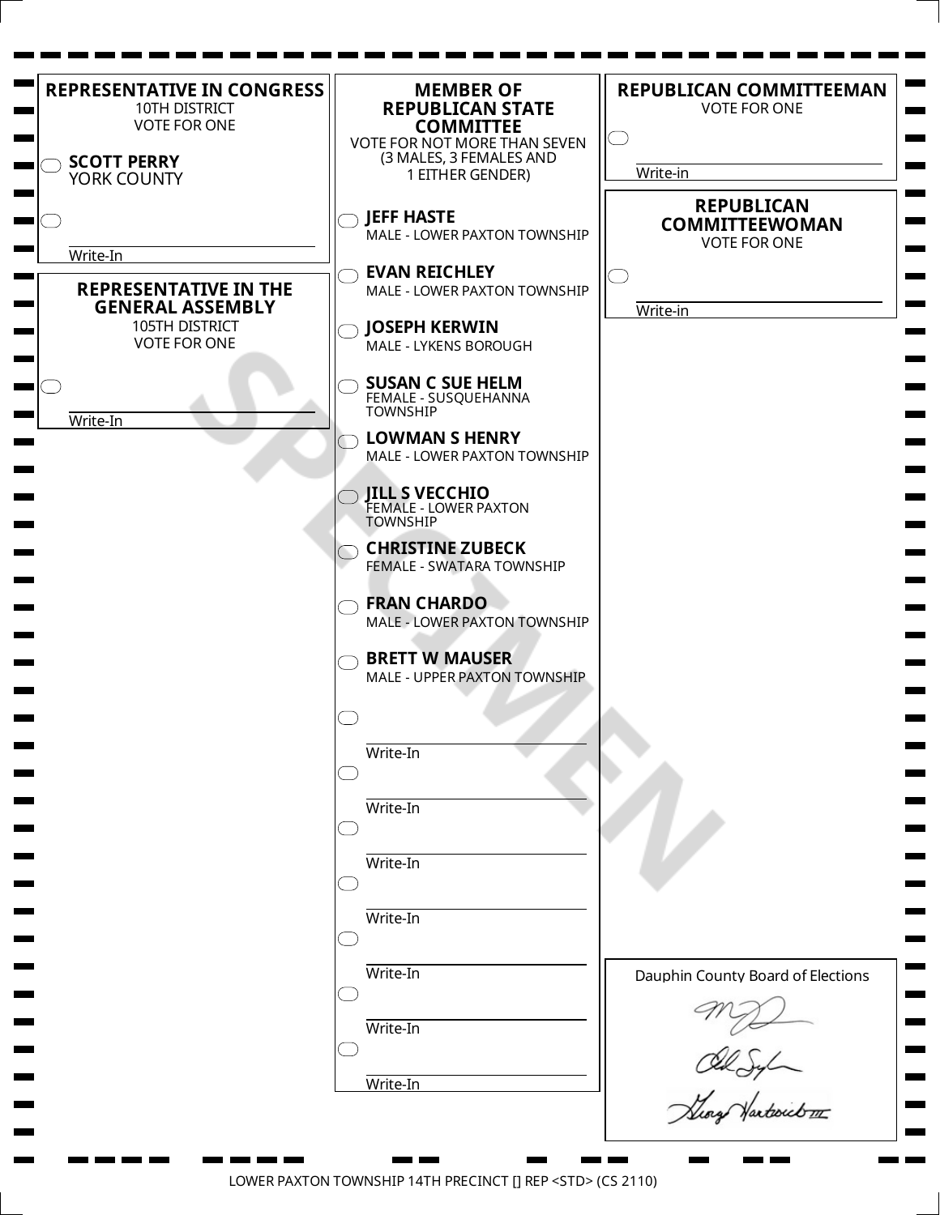## REPRESENTATIVE IN CONGRESS

10TH DISTRICT
VOTE FOR ONE

- **SCOTT PERRY**
  YORK COUNTY
- Write-In

## REPRESENTATIVE IN THE GENERAL ASSEMBLY

105TH DISTRICT
VOTE FOR ONE

- Write-In

## MEMBER OF REPUBLICAN STATE COMMITTEE

VOTE FOR NOT MORE THAN SEVEN
(3 MALES, 3 FEMALES AND
1 EITHER GENDER)

- **JEFF HASTE**
  MALE - LOWER PAXTON TOWNSHIP
- **EVAN REICHLEY**
  MALE - LOWER PAXTON TOWNSHIP
- **JOSEPH KERWIN**
  MALE - LYKENS BOROUGH
- **SUSAN C SUE HELM**
  FEMALE - SUSQUEHANNA TOWNSHIP
- **LOWMAN S HENRY**
  MALE - LOWER PAXTON TOWNSHIP
- **JILL S VECCHIO**
  FEMALE - LOWER PAXTON TOWNSHIP
- **CHRISTINE ZUBECK**
  FEMALE - SWATARA TOWNSHIP
- **FRAN CHARDO**
  MALE - LOWER PAXTON TOWNSHIP
- **BRETT W MAUSER**
  MALE - UPPER PAXTON TOWNSHIP
- Write-In
- Write-In
- Write-In
- Write-In
- Write-In
- Write-In
- Write-In

## REPUBLICAN COMMITTEEMAN

VOTE FOR ONE

- Write-in

## REPUBLICAN COMMITTEEWOMAN

VOTE FOR ONE

- Write-in

Dauphin County Board of Elections

SPECIMEN

LOWER PAXTON TOWNSHIP 14TH PRECINCT [] REP <STD> (CS 2110)